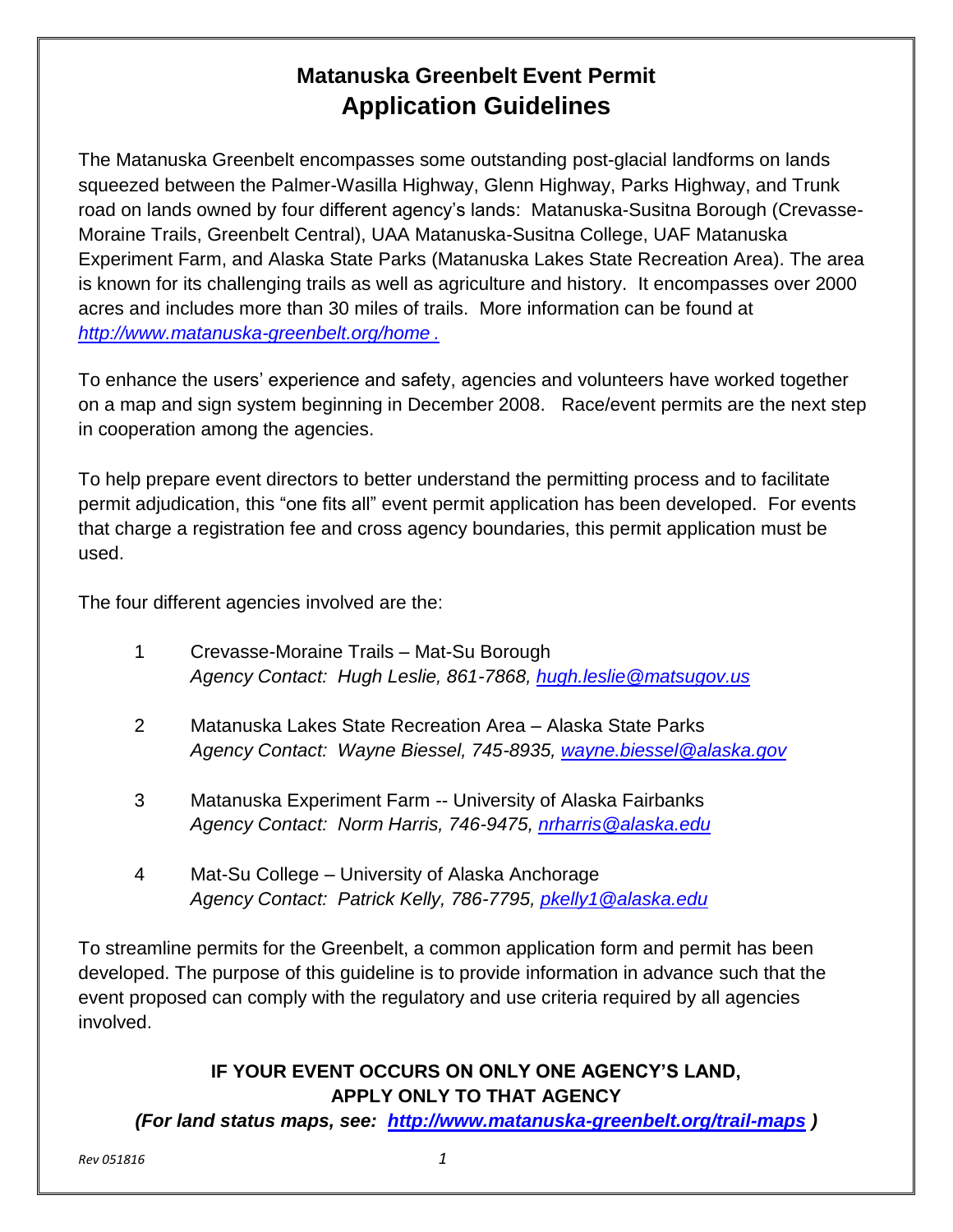# Matanuska Greenbelt Event Permit

## Application Guidelines

The Matanuska Greenbelt encompasses some outstanding post-glacial landforms on lands squeezed between the Palmer-Wasilla Highway, Glenn Highway, Parks Highway, and Trunk road on lands owned by four different agency's lands: Matanuska-Susitna Borough (Crevasse-Moraine Trails, Greenbelt Central), UAA Matanuska-Susitna College, UAF Matanuska Experiment Farm, and Alaska State Parks (Matanuska Lakes State Recreation Area). The area is known for its challenging trails as well as agriculture and history. It encompasses over 2000 acres and includes more than 30 miles of trails. More information can be found at *http://www.matanuska-greenbelt.org/home .*

To enhance the users' experience and safety, agencies and volunteers have worked together on a map and sign system beginning in December 2008. Race/event permits are the next step in cooperation among the agencies.

To help prepare event directors to better understand the permitting process and to facilitate permit adjudication, this "one fits all" event permit application has been developed. For events that charge a registration fee and cross agency boundaries, this permit application must be used.

The four different agencies involved are the:

1. Crevasse-Moraine Trails – Mat-Su Borough
   *Agency Contact: Hugh Leslie, 861-7868, hugh.leslie@matsugov.us*

2. Matanuska Lakes State Recreation Area – Alaska State Parks
   *Agency Contact: Wayne Biessel, 745-8935, wayne.biessel@alaska.gov*

3. Matanuska Experiment Farm -- University of Alaska Fairbanks
   *Agency Contact: Norm Harris, 746-9475, nrharris@alaska.edu*

4. Mat-Su College – University of Alaska Anchorage
   *Agency Contact: Patrick Kelly, 786-7795, pkelly1@alaska.edu*

To streamline permits for the Greenbelt, a common application form and permit has been developed. The purpose of this guideline is to provide information in advance such that the event proposed can comply with the regulatory and use criteria required by all agencies involved.

**IF YOUR EVENT OCCURS ON ONLY ONE AGENCY'S LAND, APPLY ONLY TO THAT AGENCY**

***(For land status maps, see: http://www.matanuska-greenbelt.org/trail-maps )***

*Rev 051816*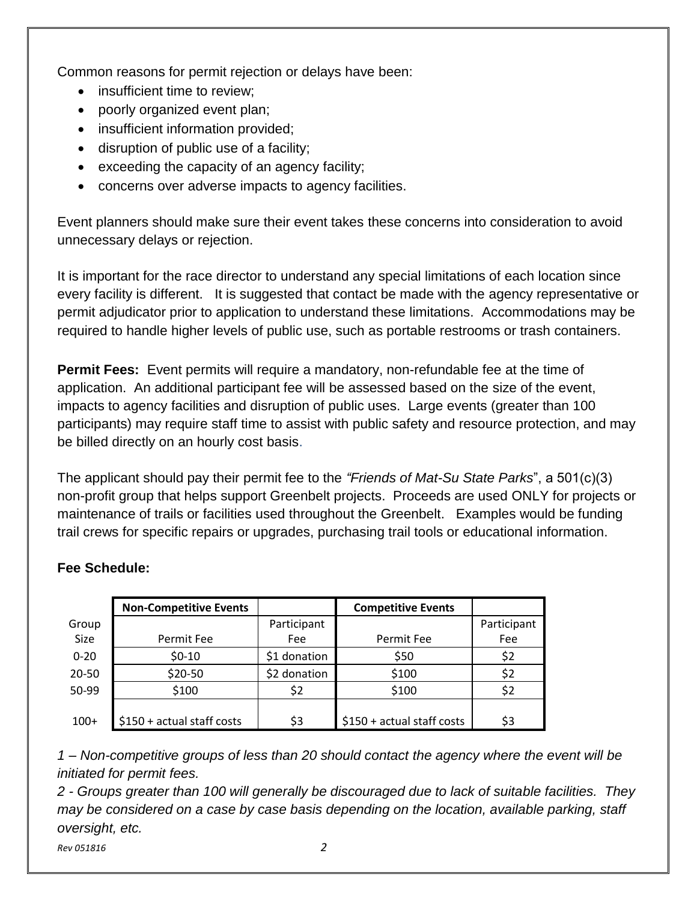Common reasons for permit rejection or delays have been:

- insufficient time to review;
- poorly organized event plan;
- insufficient information provided;
- disruption of public use of a facility;
- exceeding the capacity of an agency facility;
- concerns over adverse impacts to agency facilities.

Event planners should make sure their event takes these concerns into consideration to avoid unnecessary delays or rejection.

It is important for the race director to understand any special limitations of each location since every facility is different. It is suggested that contact be made with the agency representative or permit adjudicator prior to application to understand these limitations. Accommodations may be required to handle higher levels of public use, such as portable restrooms or trash containers.

**Permit Fees:** Event permits will require a mandatory, non-refundable fee at the time of application. An additional participant fee will be assessed based on the size of the event, impacts to agency facilities and disruption of public uses. Large events (greater than 100 participants) may require staff time to assist with public safety and resource protection, and may be billed directly on an hourly cost basis.

The applicant should pay their permit fee to the *"Friends of Mat-Su State Parks*", a 501(c)(3) non-profit group that helps support Greenbelt projects. Proceeds are used ONLY for projects or maintenance of trails or facilities used throughout the Greenbelt. Examples would be funding trail crews for specific repairs or upgrades, purchasing trail tools or educational information.

**Fee Schedule:**

| | **Non-Competitive Events** | | **Competitive Events** | |
|---|---|---|---|---|
| Group Size | Permit Fee | Participant Fee | Permit Fee | Participant Fee |
| 0-20 | $0-10 | $1 donation | $50 | $2 |
| 20-50 | $20-50 | $2 donation | $100 | $2 |
| 50-99 | $100 | $2 | $100 | $2 |
| 100+ | $150 + actual staff costs | $3 | $150 + actual staff costs | $3 |

*1 – Non-competitive groups of less than 20 should contact the agency where the event will be initiated for permit fees.*

*2 - Groups greater than 100 will generally be discouraged due to lack of suitable facilities. They may be considered on a case by case basis depending on the location, available parking, staff oversight, etc.*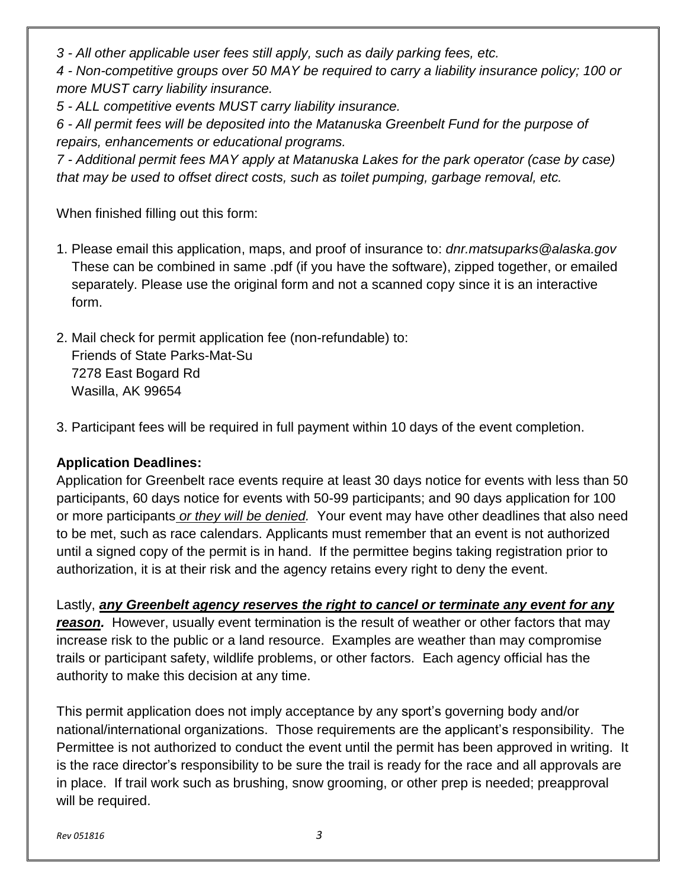*3 - All other applicable user fees still apply, such as daily parking fees, etc.*

*4 - Non-competitive groups over 50 MAY be required to carry a liability insurance policy; 100 or more MUST carry liability insurance.*

*5 - ALL competitive events MUST carry liability insurance.*

*6 - All permit fees will be deposited into the Matanuska Greenbelt Fund for the purpose of repairs, enhancements or educational programs.*

*7 - Additional permit fees MAY apply at Matanuska Lakes for the park operator (case by case) that may be used to offset direct costs, such as toilet pumping, garbage removal, etc.*

When finished filling out this form:

1. Please email this application, maps, and proof of insurance to: *dnr.matsuparks@alaska.gov* These can be combined in same .pdf (if you have the software), zipped together, or emailed separately. Please use the original form and not a scanned copy since it is an interactive form.

2. Mail check for permit application fee (non-refundable) to:
   Friends of State Parks-Mat-Su
   7278 East Bogard Rd
   Wasilla, AK 99654

3. Participant fees will be required in full payment within 10 days of the event completion.

**Application Deadlines:**

Application for Greenbelt race events require at least 30 days notice for events with less than 50 participants, 60 days notice for events with 50-99 participants; and 90 days application for 100 or more participants *or they will be denied.* Your event may have other deadlines that also need to be met, such as race calendars. Applicants must remember that an event is not authorized until a signed copy of the permit is in hand. If the permittee begins taking registration prior to authorization, it is at their risk and the agency retains every right to deny the event.

Lastly, ***any Greenbelt agency reserves the right to cancel or terminate any event for any reason.*** However, usually event termination is the result of weather or other factors that may increase risk to the public or a land resource. Examples are weather than may compromise trails or participant safety, wildlife problems, or other factors. Each agency official has the authority to make this decision at any time.

This permit application does not imply acceptance by any sport's governing body and/or national/international organizations. Those requirements are the applicant's responsibility. The Permittee is not authorized to conduct the event until the permit has been approved in writing. It is the race director's responsibility to be sure the trail is ready for the race and all approvals are in place. If trail work such as brushing, snow grooming, or other prep is needed; preapproval will be required.

*Rev 051816*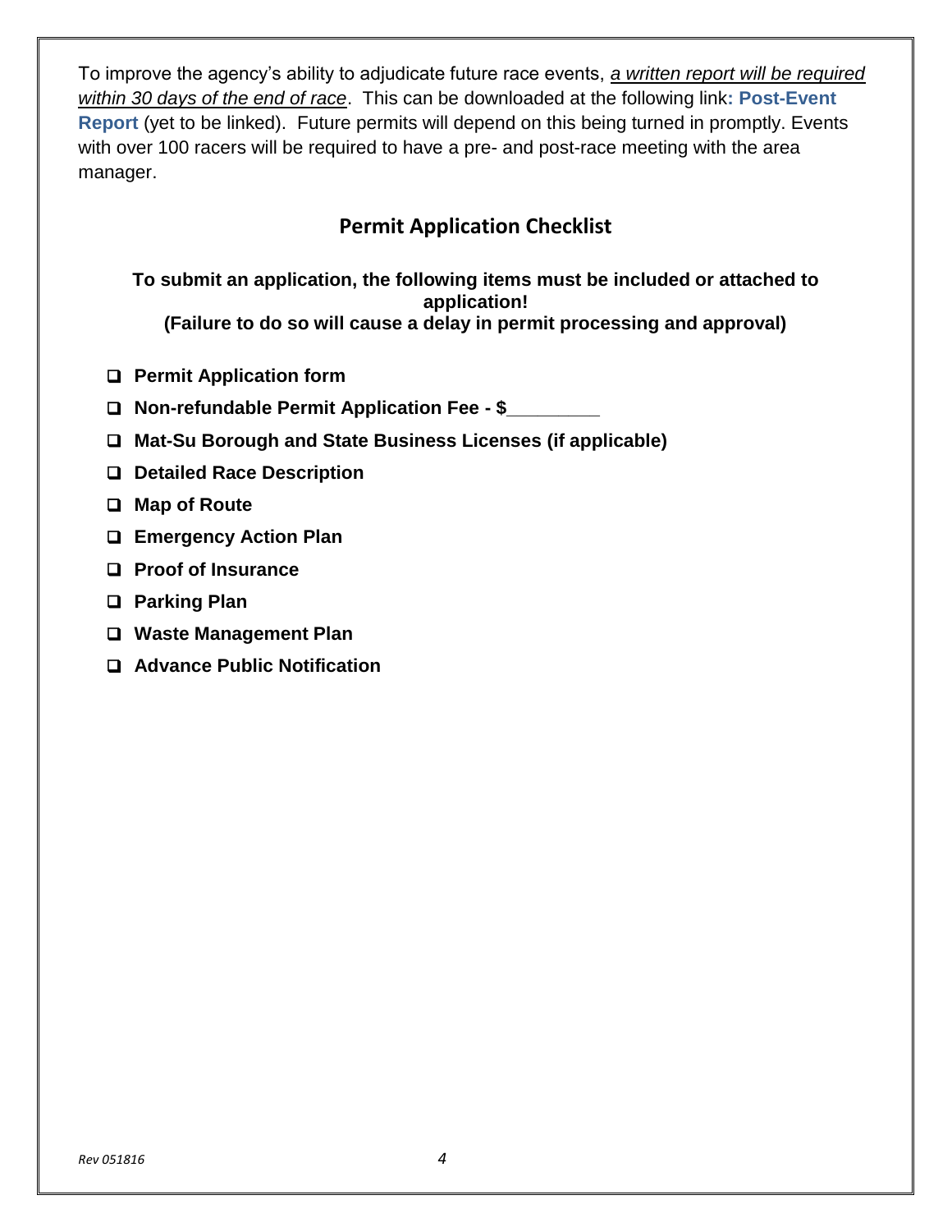To improve the agency's ability to adjudicate future race events, *a written report will be required within 30 days of the end of race*. This can be downloaded at the following link**: Post-Event Report** (yet to be linked). Future permits will depend on this being turned in promptly. Events with over 100 racers will be required to have a pre- and post-race meeting with the area manager.

## Permit Application Checklist

**To submit an application, the following items must be included or attached to application!**
**(Failure to do so will cause a delay in permit processing and approval)**

- [ ] **Permit Application form**
- [ ] **Non-refundable Permit Application Fee - $_________**
- [ ] **Mat-Su Borough and State Business Licenses (if applicable)**
- [ ] **Detailed Race Description**
- [ ] **Map of Route**
- [ ] **Emergency Action Plan**
- [ ] **Proof of Insurance**
- [ ] **Parking Plan**
- [ ] **Waste Management Plan**
- [ ] **Advance Public Notification**

*Rev 051816*